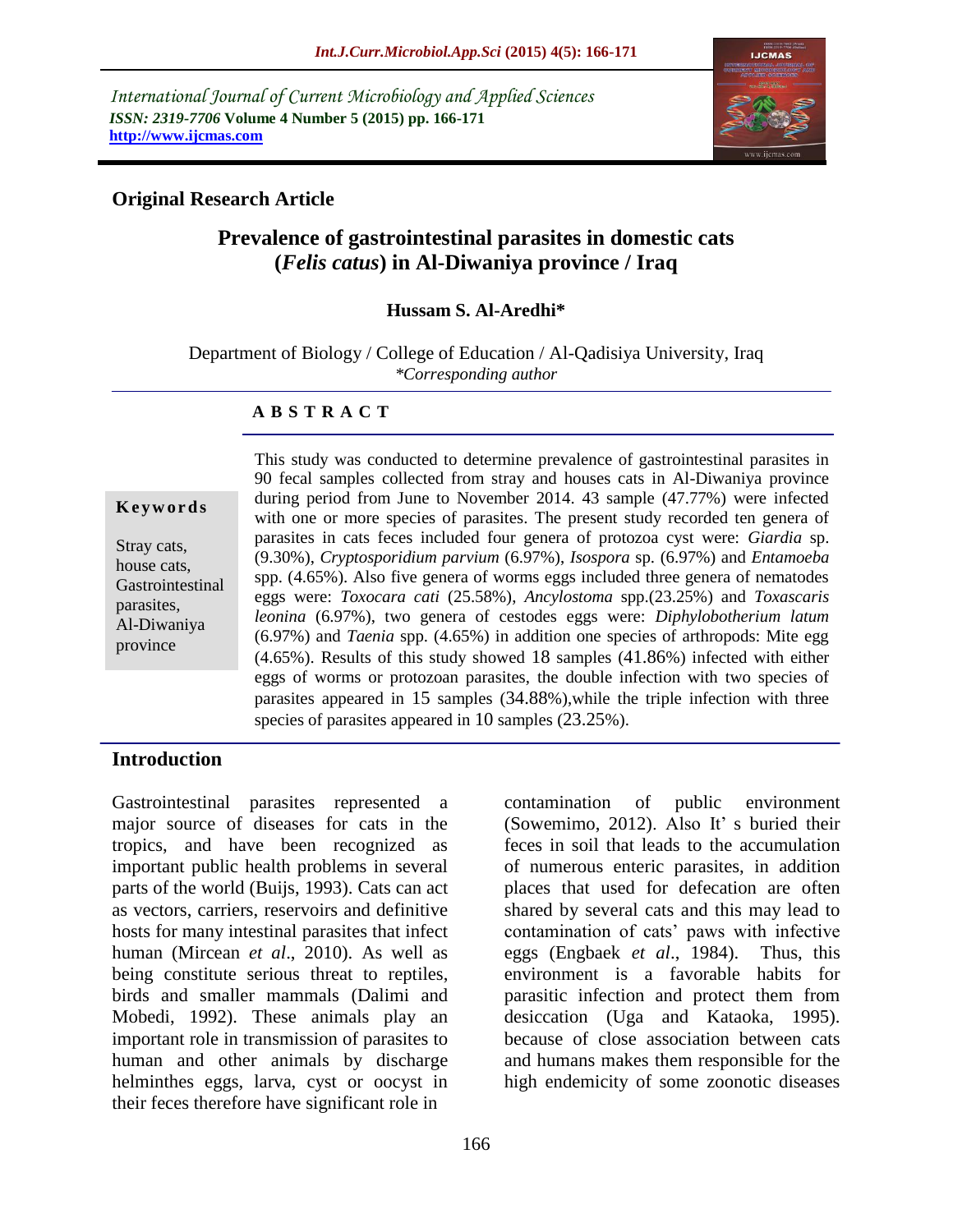International Journal of Current Microbiology and Applied Sciences
*ISSN: 2319-7706* **Volume 4 Number 5 (2015) pp. 166-171**
**http://www.ijcmas.com**

**Original Research Article**

# Prevalence of gastrointestinal parasites in domestic cats (*Felis catus*) in Al-Diwaniya province / Iraq

**Hussam S. Al-Aredhi***

Department of Biology / College of Education / Al-Qadisiya University, Iraq
*\*Corresponding author*

## ABSTRACT

**Keywords**

Stray cats, house cats, Gastrointestinal parasites, Al-Diwaniya province

This study was conducted to determine prevalence of gastrointestinal parasites in 90 fecal samples collected from stray and houses cats in Al-Diwaniya province during period from June to November 2014. 43 sample (47.77%) were infected with one or more species of parasites. The present study recorded ten genera of parasites in cats feces included four genera of protozoa cyst were: *Giardia* sp. (9.30%), *Cryptosporidium parvium* (6.97%), *Isospora* sp. (6.97%) and *Entamoeba* spp. (4.65%). Also five genera of worms eggs included three genera of nematodes eggs were: *Toxocara cati* (25.58%), *Ancylostoma* spp.(23.25%) and *Toxascaris leonina* (6.97%), two genera of cestodes eggs were: *Diphylobotherium latum* (6.97%) and *Taenia* spp. (4.65%) in addition one species of arthropods: Mite egg (4.65%). Results of this study showed 18 samples (41.86%) infected with either eggs of worms or protozoan parasites, the double infection with two species of parasites appeared in 15 samples (34.88%),while the triple infection with three species of parasites appeared in 10 samples (23.25%).

## Introduction

Gastrointestinal parasites represented a major source of diseases for cats in the tropics, and have been recognized as important public health problems in several parts of the world (Buijs, 1993). Cats can act as vectors, carriers, reservoirs and definitive hosts for many intestinal parasites that infect human (Mircean *et al*., 2010). As well as being constitute serious threat to reptiles, birds and smaller mammals (Dalimi and Mobedi, 1992). These animals play an important role in transmission of parasites to human and other animals by discharge helminthes eggs, larva, cyst or oocyst in their feces therefore have significant role in contamination of public environment (Sowemimo, 2012). Also It' s buried their feces in soil that leads to the accumulation of numerous enteric parasites, in addition places that used for defecation are often shared by several cats and this may lead to contamination of cats' paws with infective eggs (Engbaek *et al*., 1984). Thus, this environment is a favorable habits for parasitic infection and protect them from desiccation (Uga and Kataoka, 1995). because of close association between cats and humans makes them responsible for the high endemicity of some zoonotic diseases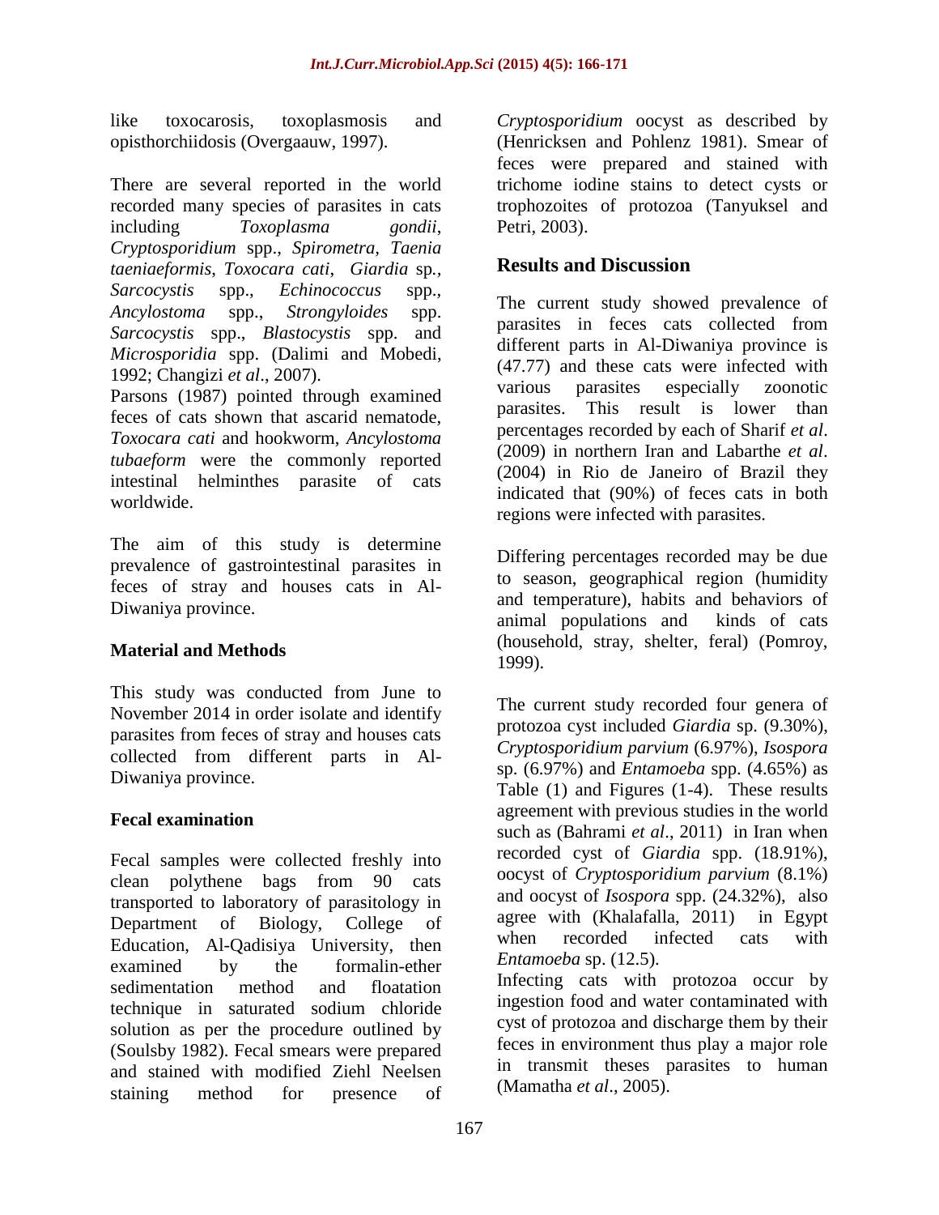like toxocarosis, toxoplasmosis and opisthorchiidosis (Overgaauw, 1997).

There are several reported in the world recorded many species of parasites in cats including *Toxoplasma gondii*, *Cryptosporidium* spp., *Spirometra*, *Taenia taeniaeformis*, *Toxocara cati*, *Giardia* sp., *Sarcocystis* spp., *Echinococcus* spp., *Ancylostoma* spp., *Strongyloides* spp. *Sarcocystis* spp., *Blastocystis* spp. and *Microsporidia* spp. (Dalimi and Mobedi, 1992; Changizi *et al*., 2007).

Parsons (1987) pointed through examined feces of cats shown that ascarid nematode, *Toxocara cati* and hookworm, *Ancylostoma tubaeform* were the commonly reported intestinal helminthes parasite of cats worldwide.

The aim of this study is determine prevalence of gastrointestinal parasites in feces of stray and houses cats in Al-Diwaniya province.

## Material and Methods

This study was conducted from June to November 2014 in order isolate and identify parasites from feces of stray and houses cats collected from different parts in Al-Diwaniya province.

### Fecal examination

Fecal samples were collected freshly into clean polythene bags from 90 cats transported to laboratory of parasitology in Department of Biology, College of Education, Al-Qadisiya University, then examined by the formalin-ether sedimentation method and floatation technique in saturated sodium chloride solution as per the procedure outlined by (Soulsby 1982). Fecal smears were prepared and stained with modified Ziehl Neelsen staining method for presence of *Cryptosporidium* oocyst as described by (Henricksen and Pohlenz 1981). Smear of feces were prepared and stained with trichome iodine stains to detect cysts or trophozoites of protozoa (Tanyuksel and Petri, 2003).

## Results and Discussion

The current study showed prevalence of parasites in feces cats collected from different parts in Al-Diwaniya province is (47.77) and these cats were infected with various parasites especially zoonotic parasites. This result is lower than percentages recorded by each of Sharif *et al*. (2009) in northern Iran and Labarthe *et al*. (2004) in Rio de Janeiro of Brazil they indicated that (90%) of feces cats in both regions were infected with parasites.

Differing percentages recorded may be due to season, geographical region (humidity and temperature), habits and behaviors of animal populations and kinds of cats (household, stray, shelter, feral) (Pomroy, 1999).

The current study recorded four genera of protozoa cyst included *Giardia* sp. (9.30%), *Cryptosporidium parvium* (6.97%), *Isospora* sp. (6.97%) and *Entamoeba* spp. (4.65%) as Table (1) and Figures (1-4). These results agreement with previous studies in the world such as (Bahrami *et al*., 2011) in Iran when recorded cyst of *Giardia* spp. (18.91%), oocyst of *Cryptosporidium parvium* (8.1%) and oocyst of *Isospora* spp. (24.32%), also agree with (Khalafalla, 2011) in Egypt when recorded infected cats with *Entamoeba* sp. (12.5).

Infecting cats with protozoa occur by ingestion food and water contaminated with cyst of protozoa and discharge them by their feces in environment thus play a major role in transmit theses parasites to human (Mamatha *et al*., 2005).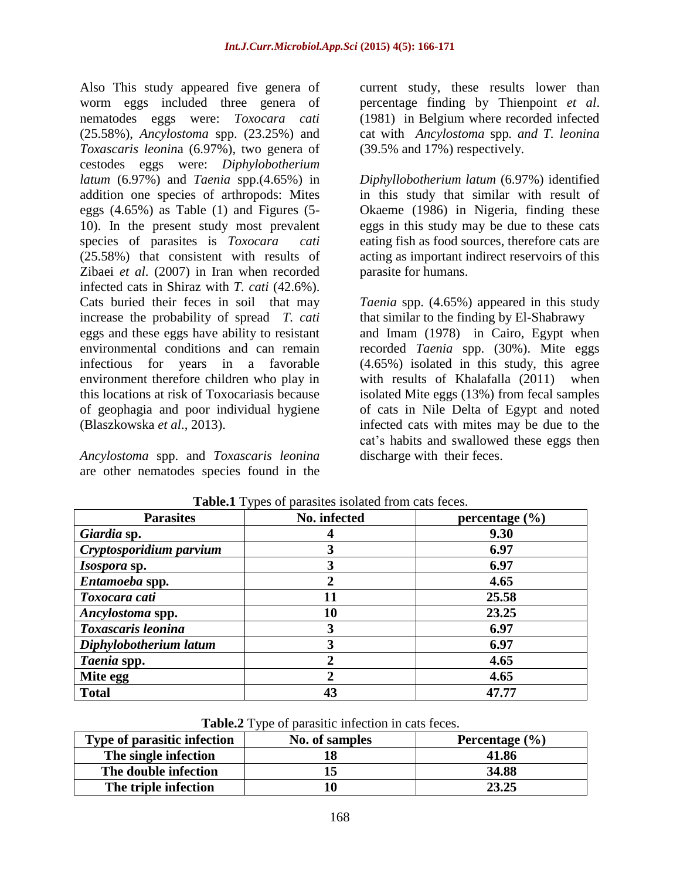Also This study appeared five genera of worm eggs included three genera of nematodes eggs were: *Toxocara cati* (25.58%), *Ancylostoma* spp. (23.25%) and *Toxascaris leonina* (6.97%), two genera of cestodes eggs were: *Diphylobotherium latum* (6.97%) and *Taenia* spp.(4.65%) in addition one species of arthropods: Mites eggs (4.65%) as Table (1) and Figures (5-10). In the present study most prevalent species of parasites is *Toxocara cati* (25.58%) that consistent with results of Zibaei *et al*. (2007) in Iran when recorded infected cats in Shiraz with *T. cati* (42.6%). Cats buried their feces in soil that may increase the probability of spread *T. cati* eggs and these eggs have ability to resistant environmental conditions and can remain infectious for years in a favorable environment therefore children who play in this locations at risk of Toxocariasis because of geophagia and poor individual hygiene (Blaszkowska *et al*., 2013).

*Ancylostoma* spp. and *Toxascaris leonina* are other nematodes species found in the current study, these results lower than percentage finding by Thienpoint *et al*. (1981) in Belgium where recorded infected cat with *Ancylostoma* spp. *and T. leonina* (39.5% and 17%) respectively.

*Diphyllobotherium latum* (6.97%) identified in this study that similar with result of Okaeme (1986) in Nigeria, finding these eggs in this study may be due to these cats eating fish as food sources, therefore cats are acting as important indirect reservoirs of this parasite for humans.

*Taenia* spp. (4.65%) appeared in this study that similar to the finding by El-Shabrawy and Imam (1978) in Cairo, Egypt when recorded *Taenia* spp. (30%). Mite eggs (4.65%) isolated in this study, this agree with results of Khalafalla (2011) when isolated Mite eggs (13%) from fecal samples of cats in Nile Delta of Egypt and noted infected cats with mites may be due to the cat's habits and swallowed these eggs then discharge with their feces.

**Table.1** Types of parasites isolated from cats feces.

| Parasites | No. infected | percentage (%) |
|---|---|---|
| ***Giardia* sp.** | **4** | **9.30** |
| ***Cryptosporidium parvium*** | **3** | **6.97** |
| ***Isospora* sp.** | **3** | **6.97** |
| ***Entamoeba* spp.** | **2** | **4.65** |
| ***Toxocara cati*** | **11** | **25.58** |
| ***Ancylostoma* spp.** | **10** | **23.25** |
| ***Toxascaris leonina*** | **3** | **6.97** |
| ***Diphylobotherium latum*** | **3** | **6.97** |
| ***Taenia* spp.** | **2** | **4.65** |
| **Mite egg** | **2** | **4.65** |
| **Total** | **43** | **47.77** |

**Table.2** Type of parasitic infection in cats feces.

| Type of parasitic infection | No. of samples | Percentage (%) |
|---|---|---|
| **The single infection** | **18** | **41.86** |
| **The double infection** | **15** | **34.88** |
| **The triple infection** | **10** | **23.25** |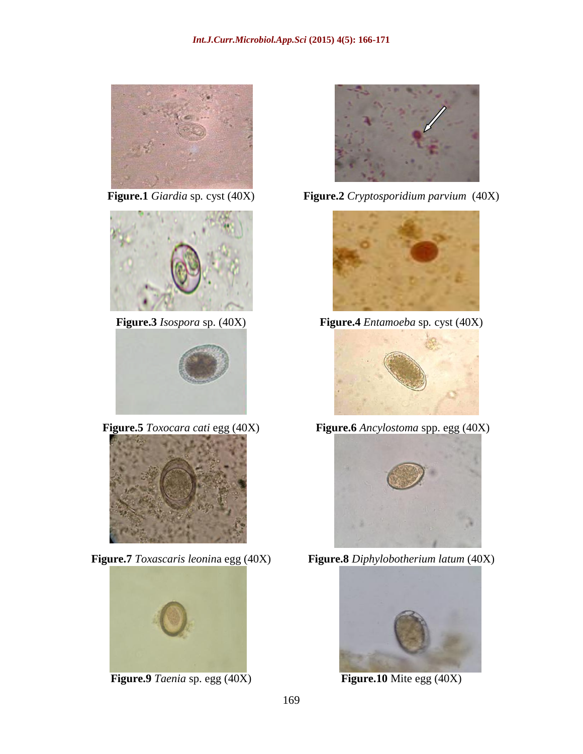**Figure.1** *Giardia* sp. cyst (40X)

**Figure.2** *Cryptosporidium parvium* (40X)

**Figure.3** *Isospora* sp. (40X)

**Figure.4** *Entamoeba* sp. cyst (40X)

**Figure.5** *Toxocara cati* egg (40X)

**Figure.6** *Ancylostoma* spp. egg (40X)

**Figure.7** *Toxascaris leonina* egg (40X)

**Figure.8** *Diphylobotherium latum* (40X)

**Figure.9** *Taenia* sp. egg (40X)

**Figure.10** Mite egg (40X)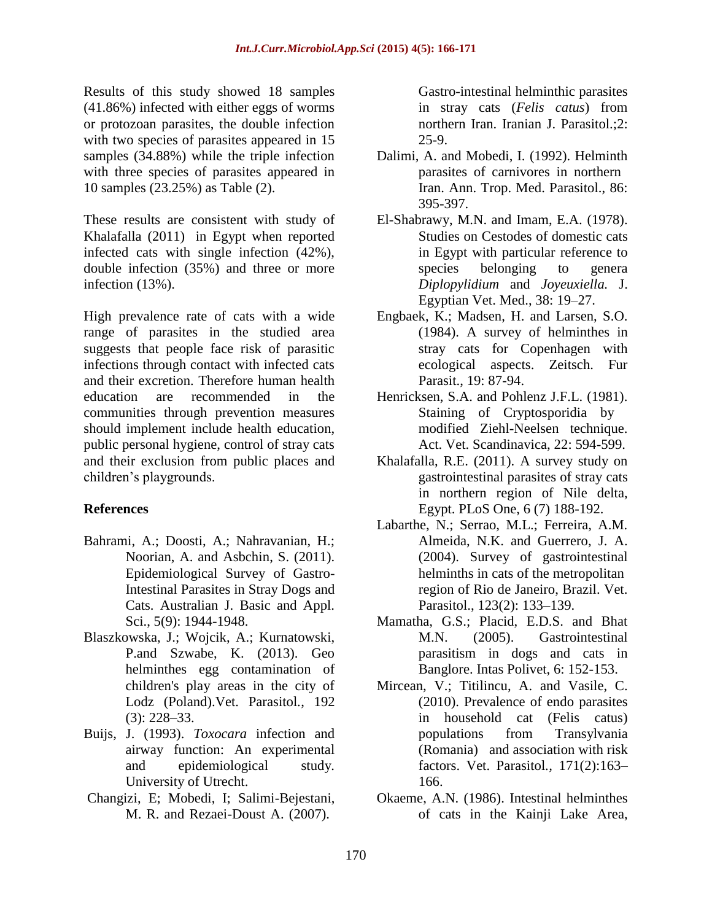Results of this study showed 18 samples (41.86%) infected with either eggs of worms or protozoan parasites, the double infection with two species of parasites appeared in 15 samples (34.88%) while the triple infection with three species of parasites appeared in 10 samples (23.25%) as Table (2).

These results are consistent with study of Khalafalla (2011) in Egypt when reported infected cats with single infection (42%), double infection (35%) and three or more infection (13%).

High prevalence rate of cats with a wide range of parasites in the studied area suggests that people face risk of parasitic infections through contact with infected cats and their excretion. Therefore human health education are recommended in the communities through prevention measures should implement include health education, public personal hygiene, control of stray cats and their exclusion from public places and children's playgrounds.

## References

- Bahrami, A.; Doosti, A.; Nahravanian, H.; Noorian, A. and Asbchin, S. (2011). Epidemiological Survey of Gastro-Intestinal Parasites in Stray Dogs and Cats. Australian J. Basic and Appl. Sci., 5(9): 1944-1948.
- Blaszkowska, J.; Wojcik, A.; Kurnatowski, P.and Szwabe, K. (2013). Geo helminthes egg contamination of children's play areas in the city of Lodz (Poland).Vet. Parasitol., 192 (3): 228–33.
- Buijs, J. (1993). *Toxocara* infection and airway function: An experimental and epidemiological study. University of Utrecht.
- Changizi, E; Mobedi, I; Salimi-Bejestani, M. R. and Rezaei-Doust A. (2007). Gastro-intestinal helminthic parasites in stray cats (*Felis catus*) from northern Iran. Iranian J. Parasitol.;2: 25-9.
- Dalimi, A. and Mobedi, I. (1992). Helminth parasites of carnivores in northern Iran. Ann. Trop. Med. Parasitol., 86: 395-397.
- El-Shabrawy, M.N. and Imam, E.A. (1978). Studies on Cestodes of domestic cats in Egypt with particular reference to species belonging to genera *Diplopylidium* and *Joyeuxiella.* J. Egyptian Vet. Med., 38: 19–27.
- Engbaek, K.; Madsen, H. and Larsen, S.O. (1984). A survey of helminthes in stray cats for Copenhagen with ecological aspects. Zeitsch. Fur Parasit., 19: 87-94.
- Henricksen, S.A. and Pohlenz J.F.L. (1981). Staining of Cryptosporidia by modified Ziehl-Neelsen technique. Act. Vet. Scandinavica, 22: 594-599.
- Khalafalla, R.E. (2011). A survey study on gastrointestinal parasites of stray cats in northern region of Nile delta, Egypt. PLoS One, 6 (7) 188-192.
- Labarthe, N.; Serrao, M.L.; Ferreira, A.M. Almeida, N.K. and Guerrero, J. A. (2004). Survey of gastrointestinal helminths in cats of the metropolitan region of Rio de Janeiro, Brazil. Vet. Parasitol., 123(2): 133–139.
- Mamatha, G.S.; Placid, E.D.S. and Bhat M.N. (2005). Gastrointestinal parasitism in dogs and cats in Banglore. Intas Polivet, 6: 152-153.
- Mircean, V.; Titilincu, A. and Vasile, C. (2010). Prevalence of endo parasites in household cat (Felis catus) populations from Transylvania (Romania) and association with risk factors. Vet. Parasitol., 171(2):163–166.
- Okaeme, A.N. (1986). Intestinal helminthes of cats in the Kainji Lake Area,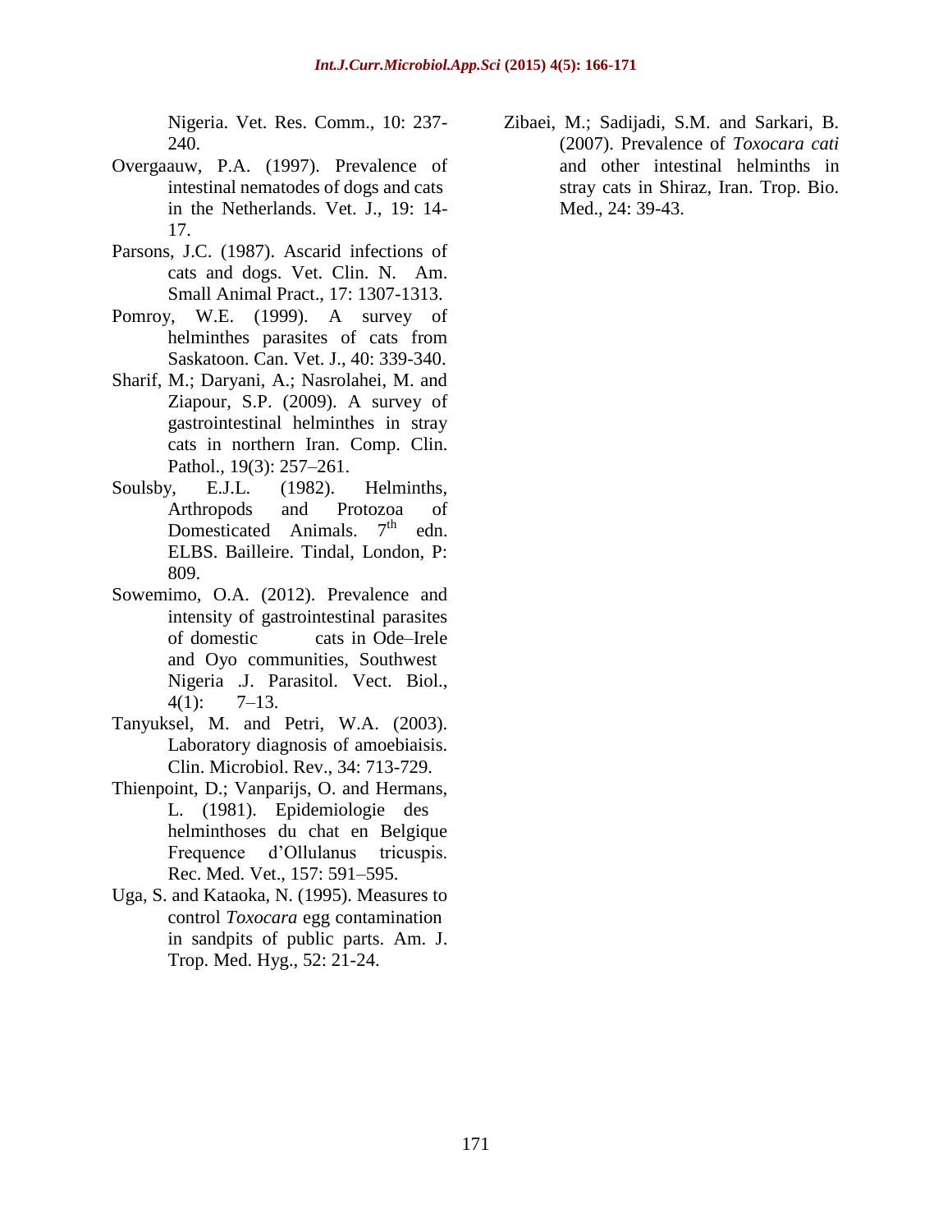Nigeria. Vet. Res. Comm., 10: 237-240.

Overgaauw, P.A. (1997). Prevalence of intestinal nematodes of dogs and cats in the Netherlands. Vet. J., 19: 14-17.

Parsons, J.C. (1987). Ascarid infections of cats and dogs. Vet. Clin. N. Am. Small Animal Pract., 17: 1307-1313.

Pomroy, W.E. (1999). A survey of helminthes parasites of cats from Saskatoon. Can. Vet. J., 40: 339-340.

Sharif, M.; Daryani, A.; Nasrolahei, M. and Ziapour, S.P. (2009). A survey of gastrointestinal helminthes in stray cats in northern Iran. Comp. Clin. Pathol., 19(3): 257–261.

Soulsby, E.J.L. (1982). Helminths, Arthropods and Protozoa of Domesticated Animals. 7th edn. ELBS. Bailleire. Tindal, London, P: 809.

Sowemimo, O.A. (2012). Prevalence and intensity of gastrointestinal parasites of domestic cats in Ode–Irele and Oyo communities, Southwest Nigeria .J. Parasitol. Vect. Biol., 4(1): 7–13.

Tanyuksel, M. and Petri, W.A. (2003). Laboratory diagnosis of amoebiaisis. Clin. Microbiol. Rev., 34: 713-729.

Thienpoint, D.; Vanparijs, O. and Hermans, L. (1981). Epidemiologie des helminthoses du chat en Belgique Frequence d'Ollulanus tricuspis. Rec. Med. Vet., 157: 591–595.

Uga, S. and Kataoka, N. (1995). Measures to control *Toxocara* egg contamination in sandpits of public parts. Am. J. Trop. Med. Hyg., 52: 21-24.

Zibaei, M.; Sadijadi, S.M. and Sarkari, B. (2007). Prevalence of *Toxocara cati* and other intestinal helminths in stray cats in Shiraz, Iran. Trop. Bio. Med., 24: 39-43.